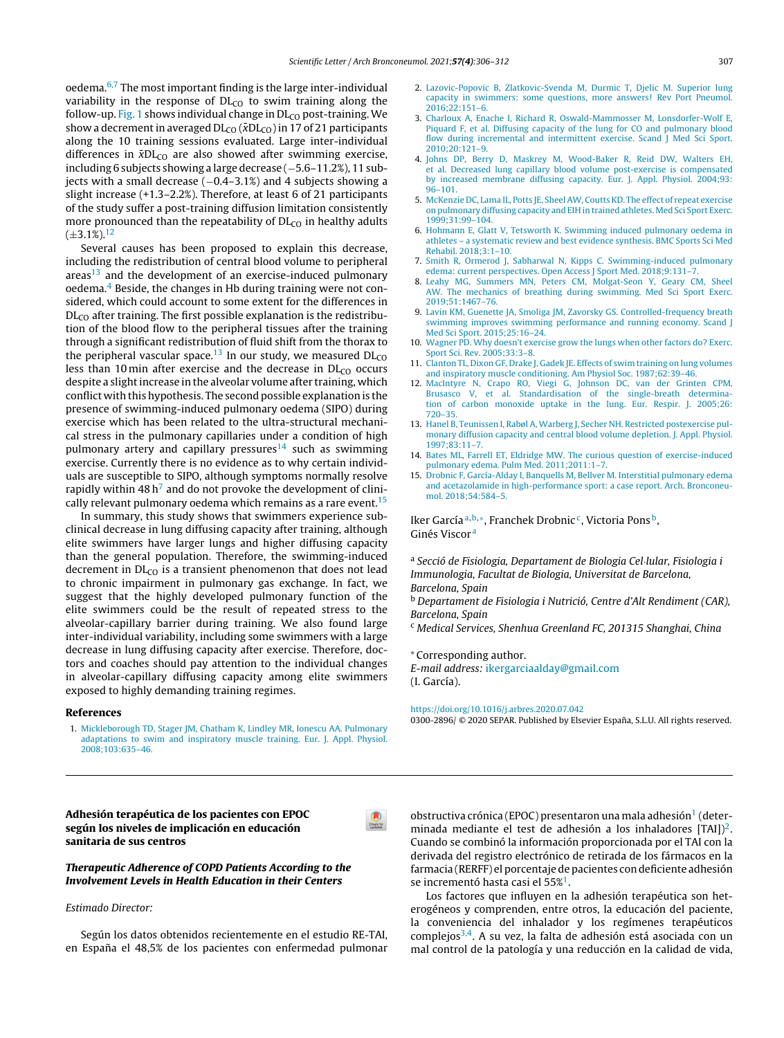oedema.[6,7] The most important finding is the large inter-individual variability in the response of $DL_{CO}$ to swim training along the follow-up. Fig. 1 shows individual change in $DL_{CO}$ post-training. We show a decrement in averaged $DL_{CO}$ ($\bar{x}DL_{CO}$) in 17 of 21 participants along the 10 training sessions evaluated. Large inter-individual differences in $\bar{x}DL_{CO}$ are also showed after swimming exercise, including 6 subjects showing a large decrease (−5.6–11.2%), 11 subjects with a small decrease (−0.4–3.1%) and 4 subjects showing a slight increase (+1.3–2.2%). Therefore, at least 6 of 21 participants of the study suffer a post-training diffusion limitation consistently more pronounced than the repeatability of $DL_{CO}$ in healthy adults (±3.1%).[12]

Several causes has been proposed to explain this decrease, including the redistribution of central blood volume to peripheral areas[13] and the development of an exercise-induced pulmonary oedema.[4] Beside, the changes in Hb during training were not considered, which could account to some extent for the differences in $DL_{CO}$ after training. The first possible explanation is the redistribution of the blood flow to the peripheral tissues after the training through a significant redistribution of fluid shift from the thorax to the peripheral vascular space.[13] In our study, we measured $DL_{CO}$ less than 10 min after exercise and the decrease in $DL_{CO}$ occurs despite a slight increase in the alveolar volume after training, which conflict with this hypothesis. The second possible explanation is the presence of swimming-induced pulmonary oedema (SIPO) during exercise which has been related to the ultra-structural mechanical stress in the pulmonary capillaries under a condition of high pulmonary artery and capillary pressures[14] such as swimming exercise. Currently there is no evidence as to why certain individuals are susceptible to SIPO, although symptoms normally resolve rapidly within 48 h[7] and do not provoke the development of clinically relevant pulmonary oedema which remains as a rare event.[15]

In summary, this study shows that swimmers experience subclinical decrease in lung diffusing capacity after training, although elite swimmers have larger lungs and higher diffusing capacity than the general population. Therefore, the swimming-induced decrement in $DL_{CO}$ is a transient phenomenon that does not lead to chronic impairment in pulmonary gas exchange. In fact, we suggest that the highly developed pulmonary function of the elite swimmers could be the result of repeated stress to the alveolar-capillary barrier during training. We also found large inter-individual variability, including some swimmers with a large decrease in lung diffusing capacity after exercise. Therefore, doctors and coaches should pay attention to the individual changes in alveolar-capillary diffusing capacity among elite swimmers exposed to highly demanding training regimes.

## References

1. Mickleborough TD, Stager JM, Chatham K, Lindley MR, Ionescu AA. Pulmonary adaptations to swim and inspiratory muscle training. Eur. J. Appl. Physiol. 2008;103:635–46.
2. Lazovic-Popovic B, Zlatkovic-Svenda M, Durmic T, Djelic M. Superior lung capacity in swimmers: some questions, more answers! Rev Port Pneumol. 2016;22:151–6.
3. Charloux A, Enache I, Richard R, Oswald-Mammosser M, Lonsdorfer-Wolf E, Piquard F, et al. Diffusing capacity of the lung for CO and pulmonary blood flow during incremental and intermittent exercise. Scand J Med Sci Sport. 2010;20:121–9.
4. Johns DP, Berry D, Maskrey M, Wood-Baker R, Reid DW, Walters EH, et al. Decreased lung capillary blood volume post-exercise is compensated by increased membrane diffusing capacity. Eur. J. Appl. Physiol. 2004;93: 96–101.
5. McKenzie DC, Lama IL, Potts JE, Sheel AW, Coutts KD. The effect of repeat exercise on pulmonary diffusing capacity and EIH in trained athletes. Med Sci Sport Exerc. 1999;31:99–104.
6. Hohmann E, Glatt V, Tetsworth K. Swimming induced pulmonary oedema in athletes – a systematic review and best evidence synthesis. BMC Sports Sci Med Rehabil. 2018;3:1–10.
7. Smith R, Ormerod J, Sabharwal N, Kipps C. Swimming-induced pulmonary edema: current perspectives. Open Access J Sport Med. 2018;9:131–7.
8. Leahy MG, Summers MN, Peters CM, Molgat-Seon Y, Geary CM, Sheel AW. The mechanics of breathing during swimming. Med Sci Sport Exerc. 2019;51:1467–76.
9. Lavin KM, Guenette JA, Smoliga JM, Zavorsky GS. Controlled-frequency breath swimming improves swimming performance and running economy. Scand J Med Sci Sport. 2015;25:16–24.
10. Wagner PD. Why doesn't exercise grow the lungs when other factors do? Exerc. Sport Sci. Rev. 2005;33:3–8.
11. Clanton TL, Dixon GF, Drake J, Gadek JE. Effects of swim training on lung volumes and inspiratory muscle conditioning. Am Physiol Soc. 1987;62:39–46.
12. MacIntyre N, Crapo RO, Viegi G, Johnson DC, van der Grinten CPM, Brusasco V, et al. Standardisation of the single-breath determination of carbon monoxide uptake in the lung. Eur. Respir. J. 2005;26: 720–35.
13. Hanel B, Teunissen I, Rabøl A, Warberg J, Secher NH. Restricted postexercise pulmonary diffusion capacity and central blood volume depletion. J. Appl. Physiol. 1997;83:11–7.
14. Bates ML, Farrell ET, Eldridge MW. The curious question of exercise-induced pulmonary edema. Pulm Med. 2011;2011:1–7.
15. Drobnic F, García-Alday I, Banquells M, Bellver M. Interstitial pulmonary edema and acetazolamide in high-performance sport: a case report. Arch. Bronconeumol. 2018;54:584–5.

Iker García[a,b,*], Franchek Drobnic[c], Victoria Pons[b], Ginés Viscor[a]

[a] Secció de Fisiologia, Departament de Biologia Cel·lular, Fisiologia i Immunologia, Facultat de Biologia, Universitat de Barcelona, Barcelona, Spain

[b] Departament de Fisiologia i Nutrició, Centre d'Alt Rendiment (CAR), Barcelona, Spain

[c] Medical Services, Shenhua Greenland FC, 201315 Shanghai, China

* Corresponding author.
*E-mail address:* ikergarciaalday@gmail.com
(I. García).

https://doi.org/10.1016/j.arbres.2020.07.042
0300-2896/ © 2020 SEPAR. Published by Elsevier España, S.L.U. All rights reserved.

---

## Adhesión terapéutica de los pacientes con EPOC según los niveles de implicación en educación sanitaria de sus centros

### *Therapeutic Adherence of COPD Patients According to the Involvement Levels in Health Education in their Centers*

*Estimado Director:*

Según los datos obtenidos recientemente en el estudio RE-TAI, en España el 48,5% de los pacientes con enfermedad pulmonar obstructiva crónica (EPOC) presentaron una mala adhesión[1] (determinada mediante el test de adhesión a los inhaladores [TAI])[2]. Cuando se combinó la información proporcionada por el TAI con la derivada del registro electrónico de retirada de los fármacos en la farmacia (RERFF) el porcentaje de pacientes con deficiente adhesión se incrementó hasta casi el 55%[1].

Los factores que influyen en la adhesión terapéutica son heterogéneos y comprenden, entre otros, la educación del paciente, la conveniencia del inhalador y los regímenes terapéuticos complejos[3,4]. A su vez, la falta de adhesión está asociada con un mal control de la patología y una reducción en la calidad de vida,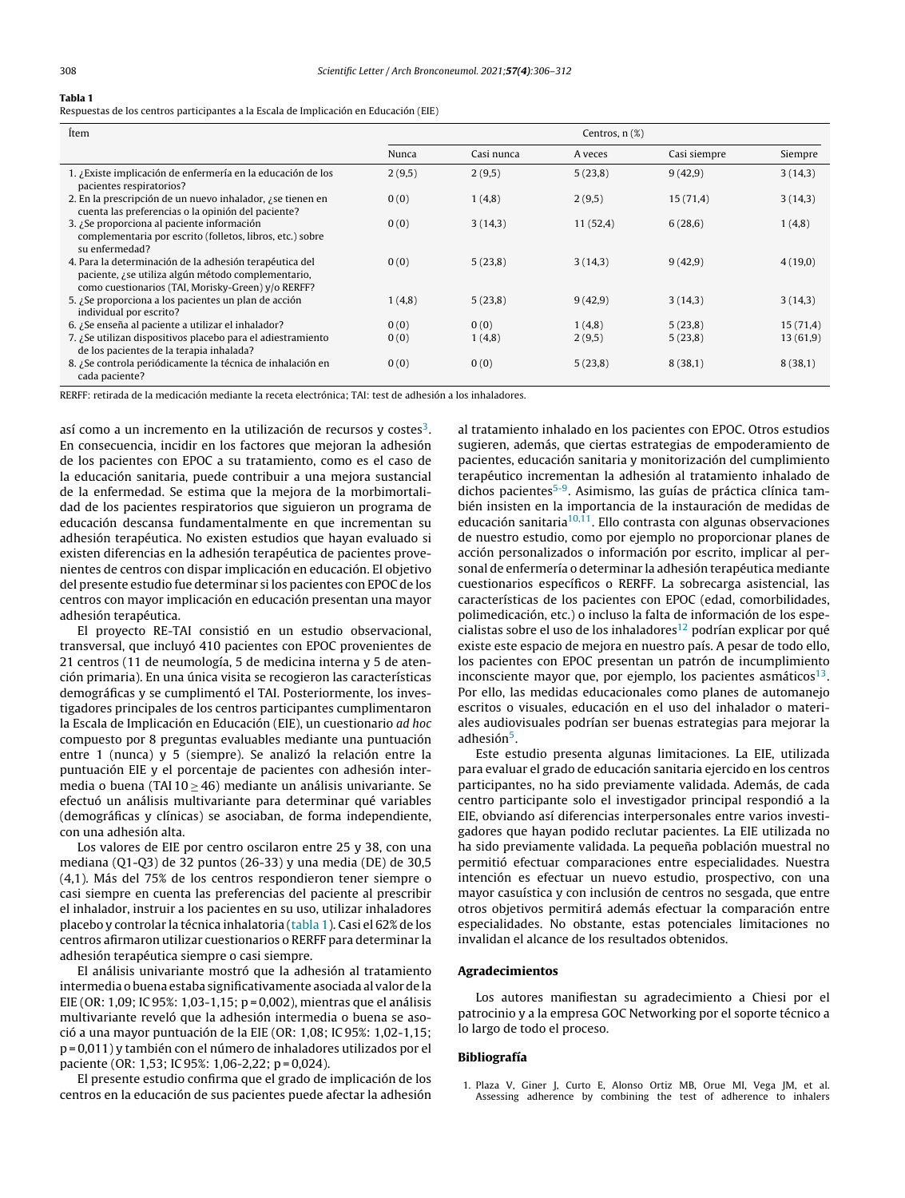**Tabla 1**
Respuestas de los centros participantes a la Escala de Implicación en Educación (EIE)

| Ítem | Centros, n (%) | | | | |
|---|---|---|---|---|---|
| | Nunca | Casi nunca | A veces | Casi siempre | Siempre |
| 1. ¿Existe implicación de enfermería en la educación de los pacientes respiratorios? | 2 (9,5) | 2 (9,5) | 5 (23,8) | 9 (42,9) | 3 (14,3) |
| 2. En la prescripción de un nuevo inhalador, ¿se tienen en cuenta las preferencias o la opinión del paciente? | 0 (0) | 1 (4,8) | 2 (9,5) | 15 (71,4) | 3 (14,3) |
| 3. ¿Se proporciona al paciente información complementaria por escrito (folletos, libros, etc.) sobre su enfermedad? | 0 (0) | 3 (14,3) | 11 (52,4) | 6 (28,6) | 1 (4,8) |
| 4. Para la determinación de la adhesión terapéutica del paciente, ¿se utiliza algún método complementario, como cuestionarios (TAI, Morisky-Green) y/o RERFF? | 0 (0) | 5 (23,8) | 3 (14,3) | 9 (42,9) | 4 (19,0) |
| 5. ¿Se proporciona a los pacientes un plan de acción individual por escrito? | 1 (4,8) | 5 (23,8) | 9 (42,9) | 3 (14,3) | 3 (14,3) |
| 6. ¿Se enseña al paciente a utilizar el inhalador? | 0 (0) | 0 (0) | 1 (4,8) | 5 (23,8) | 15 (71,4) |
| 7. ¿Se utilizan dispositivos placebo para el adiestramiento de los pacientes de la terapia inhalada? | 0 (0) | 1 (4,8) | 2 (9,5) | 5 (23,8) | 13 (61,9) |
| 8. ¿Se controla periódicamente la técnica de inhalación en cada paciente? | 0 (0) | 0 (0) | 5 (23,8) | 8 (38,1) | 8 (38,1) |

RERFF: retirada de la medicación mediante la receta electrónica; TAI: test de adhesión a los inhaladores.

así como a un incremento en la utilización de recursos y costes[3]. En consecuencia, incidir en los factores que mejoran la adhesión de los pacientes con EPOC a su tratamiento, como es el caso de la educación sanitaria, puede contribuir a una mejora sustancial de la enfermedad. Se estima que la mejora de la morbimortalidad de los pacientes respiratorios que siguieron un programa de educación descansa fundamentalmente en que incrementan su adhesión terapéutica. No existen estudios que hayan evaluado si existen diferencias en la adhesión terapéutica de pacientes provenientes de centros con dispar implicación en educación. El objetivo del presente estudio fue determinar si los pacientes con EPOC de los centros con mayor implicación en educación presentan una mayor adhesión terapéutica.

El proyecto RE-TAI consistió en un estudio observacional, transversal, que incluyó 410 pacientes con EPOC provenientes de 21 centros (11 de neumología, 5 de medicina interna y 5 de atención primaria). En una única visita se recogieron las características demográficas y se cumplimentó el TAI. Posteriormente, los investigadores principales de los centros participantes cumplimentaron la Escala de Implicación en Educación (EIE), un cuestionario *ad hoc* compuesto por 8 preguntas evaluables mediante una puntuación entre 1 (nunca) y 5 (siempre). Se analizó la relación entre la puntuación EIE y el porcentaje de pacientes con adhesión intermedia o buena (TAI $10 \geq 46$) mediante un análisis univariante. Se efectuó un análisis multivariante para determinar qué variables (demográficas y clínicas) se asociaban, de forma independiente, con una adhesión alta.

Los valores de EIE por centro oscilaron entre 25 y 38, con una mediana (Q1-Q3) de 32 puntos (26-33) y una media (DE) de 30,5 (4,1). Más del 75% de los centros respondieron tener siempre o casi siempre en cuenta las preferencias del paciente al prescribir el inhalador, instruir a los pacientes en su uso, utilizar inhaladores placebo y controlar la técnica inhalatoria (tabla 1). Casi el 62% de los centros afirmaron utilizar cuestionarios o RERFF para determinar la adhesión terapéutica siempre o casi siempre.

El análisis univariante mostró que la adhesión al tratamiento intermedia o buena estaba significativamente asociada al valor de la EIE (OR: 1,09; IC 95%: 1,03-1,15; p = 0,002), mientras que el análisis multivariante reveló que la adhesión intermedia o buena se asoció a una mayor puntuación de la EIE (OR: 1,08; IC 95%: 1,02-1,15; p = 0,011) y también con el número de inhaladores utilizados por el paciente (OR: 1,53; IC 95%: 1,06-2,22; p = 0,024).

El presente estudio confirma que el grado de implicación de los centros en la educación de sus pacientes puede afectar la adhesión al tratamiento inhalado en los pacientes con EPOC. Otros estudios sugieren, además, que ciertas estrategias de empoderamiento de pacientes, educación sanitaria y monitorización del cumplimiento terapéutico incrementan la adhesión al tratamiento inhalado de dichos pacientes[5-9]. Asimismo, las guías de práctica clínica también insisten en la importancia de la instauración de medidas de educación sanitaria[10,11]. Ello contrasta con algunas observaciones de nuestro estudio, como por ejemplo no proporcionar planes de acción personalizados o información por escrito, implicar al personal de enfermería o determinar la adhesión terapéutica mediante cuestionarios específicos o RERFF. La sobrecarga asistencial, las características de los pacientes con EPOC (edad, comorbilidades, polimedicación, etc.) o incluso la falta de información de los especialistas sobre el uso de los inhaladores[12] podrían explicar por qué existe este espacio de mejora en nuestro país. A pesar de todo ello, los pacientes con EPOC presentan un patrón de incumplimiento inconsciente mayor que, por ejemplo, los pacientes asmáticos[13]. Por ello, las medidas educacionales como planes de automanejo escritos o visuales, educación en el uso del inhalador o materiales audiovisuales podrían ser buenas estrategias para mejorar la adhesión[5].

Este estudio presenta algunas limitaciones. La EIE, utilizada para evaluar el grado de educación sanitaria ejercido en los centros participantes, no ha sido previamente validada. Además, de cada centro participante solo el investigador principal respondió a la EIE, obviando así diferencias interpersonales entre varios investigadores que hayan podido reclutar pacientes. La EIE utilizada no ha sido previamente validada. La pequeña población muestral no permitió efectuar comparaciones entre especialidades. Nuestra intención es efectuar un nuevo estudio, prospectivo, con una mayor casuística y con inclusión de centros no sesgada, que entre otros objetivos permitirá además efectuar la comparación entre especialidades. No obstante, estas potenciales limitaciones no invalidan el alcance de los resultados obtenidos.

## Agradecimientos

Los autores manifiestan su agradecimiento a Chiesi por el patrocinio y a la empresa GOC Networking por el soporte técnico a lo largo de todo el proceso.

## Bibliografía

1. Plaza V, Giner J, Curto E, Alonso Ortiz MB, Orue MI, Vega JM, et al. Assessing adherence by combining the test of adherence to inhalers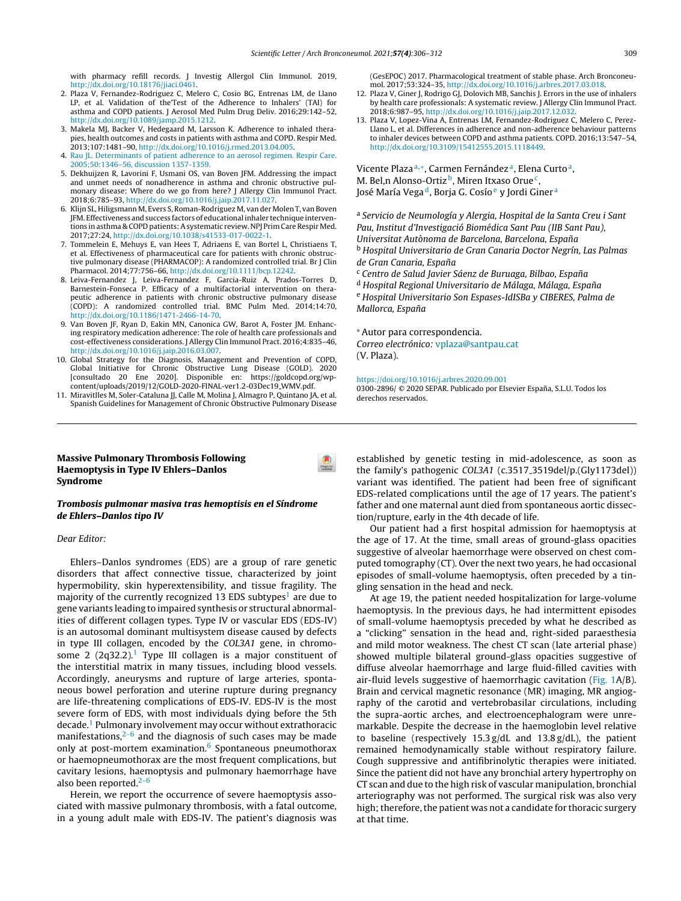with pharmacy refill records. J Investig Allergol Clin Immunol. 2019, http://dx.doi.org/10.18176/jiaci.0461.

2. Plaza V, Fernandez-Rodriguez C, Melero C, Cosio BG, Entrenas LM, de Llano LP, et al. Validation of the'Test of the Adherence to Inhalers' (TAI) for asthma and COPD patients. J Aerosol Med Pulm Drug Deliv. 2016;29:142–52, http://dx.doi.org/10.1089/jamp.2015.1212.
3. Makela MJ, Backer V, Hedegaard M, Larsson K. Adherence to inhaled therapies, health outcomes and costs in patients with asthma and COPD. Respir Med. 2013;107:1481–90, http://dx.doi.org/10.1016/j.rmed.2013.04.005.
4. Rau JL. Determinants of patient adherence to an aerosol regimen. Respir Care. 2005;50:1346–56, discussion 1357-1359.
5. Dekhuijzen R, Lavorini F, Usmani OS, van Boven JFM. Addressing the impact and unmet needs of nonadherence in asthma and chronic obstructive pulmonary disease: Where do we go from here? J Allergy Clin Immunol Pract. 2018;6:785–93, http://dx.doi.org/10.1016/j.jaip.2017.11.027.
6. Klijn SL, Hiligsmann M, Evers S, Roman-Rodriguez M, van der Molen T, van Boven JFM. Effectiveness and success factors of educational inhaler technique interventions in asthma & COPD patients: A systematic review. NPJ Prim Care Respir Med. 2017;27:24, http://dx.doi.org/10.1038/s41533-017-0022-1.
7. Tommelein E, Mehuys E, van Hees T, Adriaens E, van Bortel L, Christiaens T, et al. Effectiveness of pharmaceutical care for patients with chronic obstructive pulmonary disease (PHARMACOP): A randomized controlled trial. Br J Clin Pharmacol. 2014;77:756–66, http://dx.doi.org/10.1111/bcp.12242.
8. Leiva-Fernandez J, Leiva-Fernandez F, Garcia-Ruiz A, Prados-Torres D, Barnestein-Fonseca P. Efficacy of a multifactorial intervention on therapeutic adherence in patients with chronic obstructive pulmonary disease (COPD): A randomized controlled trial. BMC Pulm Med. 2014;14:70, http://dx.doi.org/10.1186/1471-2466-14-70.
9. Van Boven JF, Ryan D, Eakin MN, Canonica GW, Barot A, Foster JM. Enhancing respiratory medication adherence: The role of health care professionals and cost-effectiveness considerations. J Allergy Clin Immunol Pract. 2016;4:835–46, http://dx.doi.org/10.1016/j.jaip.2016.03.007.
10. Global Strategy for the Diagnosis, Management and Prevention of COPD, Global Initiative for Chronic Obstructive Lung Disease (GOLD). 2020 [consultado 20 Ene 2020]. Disponible en: https://goldcopd.org/wp-content/uploads/2019/12/GOLD-2020-FINAL-ver1.2-03Dec19_WMV.pdf.
11. Miravitlles M, Soler-Cataluna JJ, Calle M, Molina J, Almagro P, Quintano JA, et al. Spanish Guidelines for Management of Chronic Obstructive Pulmonary Disease (GesEPOC) 2017. Pharmacological treatment of stable phase. Arch Bronconeumol. 2017;53:324–35, http://dx.doi.org/10.1016/j.arbres.2017.03.018.
12. Plaza V, Giner J, Rodrigo GJ, Dolovich MB, Sanchis J. Errors in the use of inhalers by health care professionals: A systematic review. J Allergy Clin Immunol Pract. 2018;6:987–95, http://dx.doi.org/10.1016/j.jaip.2017.12.032.
13. Plaza V, Lopez-Vina A, Entrenas LM, Fernandez-Rodriguez C, Melero C, Perez-Llano L, et al. Differences in adherence and non-adherence behaviour patterns to inhaler devices between COPD and asthma patients. COPD. 2016;13:547–54, http://dx.doi.org/10.3109/15412555.2015.1118449.

Vicente Plaza[a,*], Carmen Fernández[a], Elena Curto[a], M. Belén Alonso-Ortiz[b], Miren Itxaso Orue[c], José María Vega[d], Borja G. Cosío[e] y Jordi Giner[a]

[a] *Servicio de Neumología y Alergia, Hospital de la Santa Creu i Sant Pau, Institut d'Investigació Biomédica Sant Pau (IIB Sant Pau), Universitat Autònoma de Barcelona, Barcelona, España*
[b] *Hospital Universitario de Gran Canaria Doctor Negrín, Las Palmas de Gran Canaria, España*
[c] *Centro de Salud Javier Sáenz de Buruaga, Bilbao, España*
[d] *Hospital Regional Universitario de Málaga, Málaga, España*
[e] *Hospital Universitario Son Espases-IdISBa y CIBERES, Palma de Mallorca, España*

* Autor para correspondencia.
*Correo electrónico:* vplaza@santpau.cat (V. Plaza).

https://doi.org/10.1016/j.arbres.2020.09.001
0300-2896/ © 2020 SEPAR. Publicado por Elsevier España, S.L.U. Todos los derechos reservados.

---

## Massive Pulmonary Thrombosis Following Haemoptysis in Type IV Ehlers–Danlos Syndrome

### *Trombosis pulmonar masiva tras hemoptisis en el Síndrome de Ehlers–Danlos tipo IV*

*Dear Editor:*

Ehlers–Danlos syndromes (EDS) are a group of rare genetic disorders that affect connective tissue, characterized by joint hypermobility, skin hyperextensibility, and tissue fragility. The majority of the currently recognized 13 EDS subtypes[1] are due to gene variants leading to impaired synthesis or structural abnormalities of different collagen types. Type IV or vascular EDS (EDS-IV) is an autosomal dominant multisystem disease caused by defects in type III collagen, encoded by the *COL3A1* gene, in chromosome 2 (2q32.2).[1] Type III collagen is a major constituent of the interstitial matrix in many tissues, including blood vessels. Accordingly, aneurysms and rupture of large arteries, spontaneous bowel perforation and uterine rupture during pregnancy are life-threatening complications of EDS-IV. EDS-IV is the most severe form of EDS, with most individuals dying before the 5th decade.[1] Pulmonary involvement may occur without extrathoracic manifestations,[2–6] and the diagnosis of such cases may be made only at post-mortem examination.[6] Spontaneous pneumothorax or haemopneumothorax are the most frequent complications, but cavitary lesions, haemoptysis and pulmonary haemorrhage have also been reported.[2–6]

Herein, we report the occurrence of severe haemoptysis associated with massive pulmonary thrombosis, with a fatal outcome, in a young adult male with EDS-IV. The patient's diagnosis was established by genetic testing in mid-adolescence, as soon as the family's pathogenic *COL3A1* (c.3517_3519del/p.(Gly1173del)) variant was identified. The patient had been free of significant EDS-related complications until the age of 17 years. The patient's father and one maternal aunt died from spontaneous aortic dissection/rupture, early in the 4th decade of life.

Our patient had a first hospital admission for haemoptysis at the age of 17. At the time, small areas of ground-glass opacities suggestive of alveolar haemorrhage were observed on chest computed tomography (CT). Over the next two years, he had occasional episodes of small-volume haemoptysis, often preceded by a tingling sensation in the head and neck.

At age 19, the patient needed hospitalization for large-volume haemoptysis. In the previous days, he had intermittent episodes of small-volume haemoptysis preceded by what he described as a "clicking" sensation in the head and, right-sided paraesthesia and mild motor weakness. The chest CT scan (late arterial phase) showed multiple bilateral ground-glass opacities suggestive of diffuse alveolar haemorrhage and large fluid-filled cavities with air-fluid levels suggestive of haemorrhagic cavitation (Fig. 1A/B). Brain and cervical magnetic resonance (MR) imaging, MR angiography of the carotid and vertebrobasilar circulations, including the supra-aortic arches, and electroencephalogram were unremarkable. Despite the decrease in the haemoglobin level relative to baseline (respectively 15.3 g/dL and 13.8 g/dL), the patient remained hemodynamically stable without respiratory failure. Cough suppressive and antifibrinolytic therapies were initiated. Since the patient did not have any bronchial artery hypertrophy on CT scan and due to the high risk of vascular manipulation, bronchial arteriography was not performed. The surgical risk was also very high; therefore, the patient was not a candidate for thoracic surgery at that time.